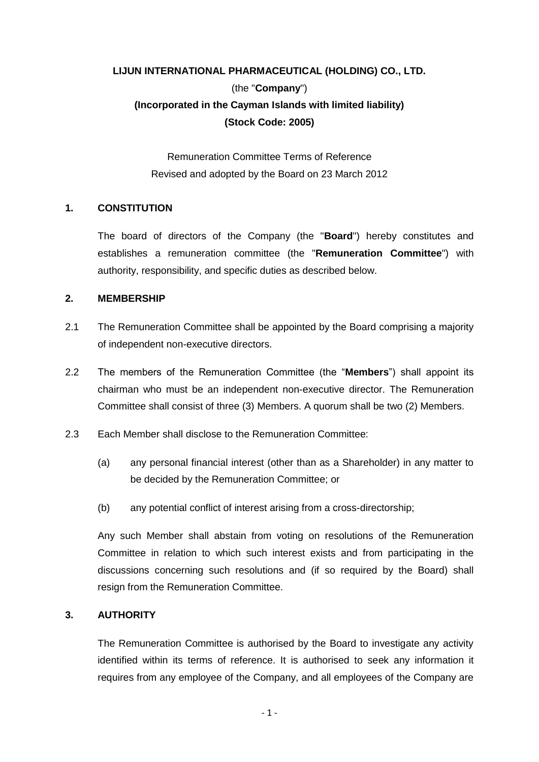**LIJUN INTERNATIONAL PHARMACEUTICAL (HOLDING) CO., LTD.**

(the "**Company**")

**(Incorporated in the Cayman Islands with limited liability)**

**(Stock Code: 2005)**

Remuneration Committee Terms of Reference

Revised and adopted by the Board on 23 March 2012

## 1. CONSTITUTION

The board of directors of the Company (the "**Board**") hereby constitutes and establishes a remuneration committee (the "**Remuneration Committee**") with authority, responsibility, and specific duties as described below.

## 2. MEMBERSHIP

2.1 The Remuneration Committee shall be appointed by the Board comprising a majority of independent non-executive directors.

2.2 The members of the Remuneration Committee (the "**Members**") shall appoint its chairman who must be an independent non-executive director. The Remuneration Committee shall consist of three (3) Members. A quorum shall be two (2) Members.

2.3 Each Member shall disclose to the Remuneration Committee:

(a) any personal financial interest (other than as a Shareholder) in any matter to be decided by the Remuneration Committee; or

(b) any potential conflict of interest arising from a cross-directorship;

Any such Member shall abstain from voting on resolutions of the Remuneration Committee in relation to which such interest exists and from participating in the discussions concerning such resolutions and (if so required by the Board) shall resign from the Remuneration Committee.

## 3. AUTHORITY

The Remuneration Committee is authorised by the Board to investigate any activity identified within its terms of reference. It is authorised to seek any information it requires from any employee of the Company, and all employees of the Company are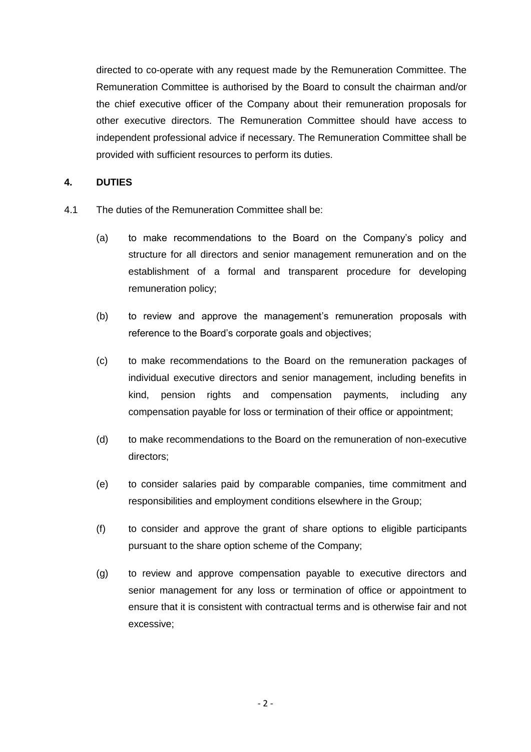directed to co-operate with any request made by the Remuneration Committee. The Remuneration Committee is authorised by the Board to consult the chairman and/or the chief executive officer of the Company about their remuneration proposals for other executive directors. The Remuneration Committee should have access to independent professional advice if necessary. The Remuneration Committee shall be provided with sufficient resources to perform its duties.

**4. DUTIES**

4.1 The duties of the Remuneration Committee shall be:

(a) to make recommendations to the Board on the Company's policy and structure for all directors and senior management remuneration and on the establishment of a formal and transparent procedure for developing remuneration policy;

(b) to review and approve the management's remuneration proposals with reference to the Board's corporate goals and objectives;

(c) to make recommendations to the Board on the remuneration packages of individual executive directors and senior management, including benefits in kind, pension rights and compensation payments, including any compensation payable for loss or termination of their office or appointment;

(d) to make recommendations to the Board on the remuneration of non-executive directors;

(e) to consider salaries paid by comparable companies, time commitment and responsibilities and employment conditions elsewhere in the Group;

(f) to consider and approve the grant of share options to eligible participants pursuant to the share option scheme of the Company;

(g) to review and approve compensation payable to executive directors and senior management for any loss or termination of office or appointment to ensure that it is consistent with contractual terms and is otherwise fair and not excessive;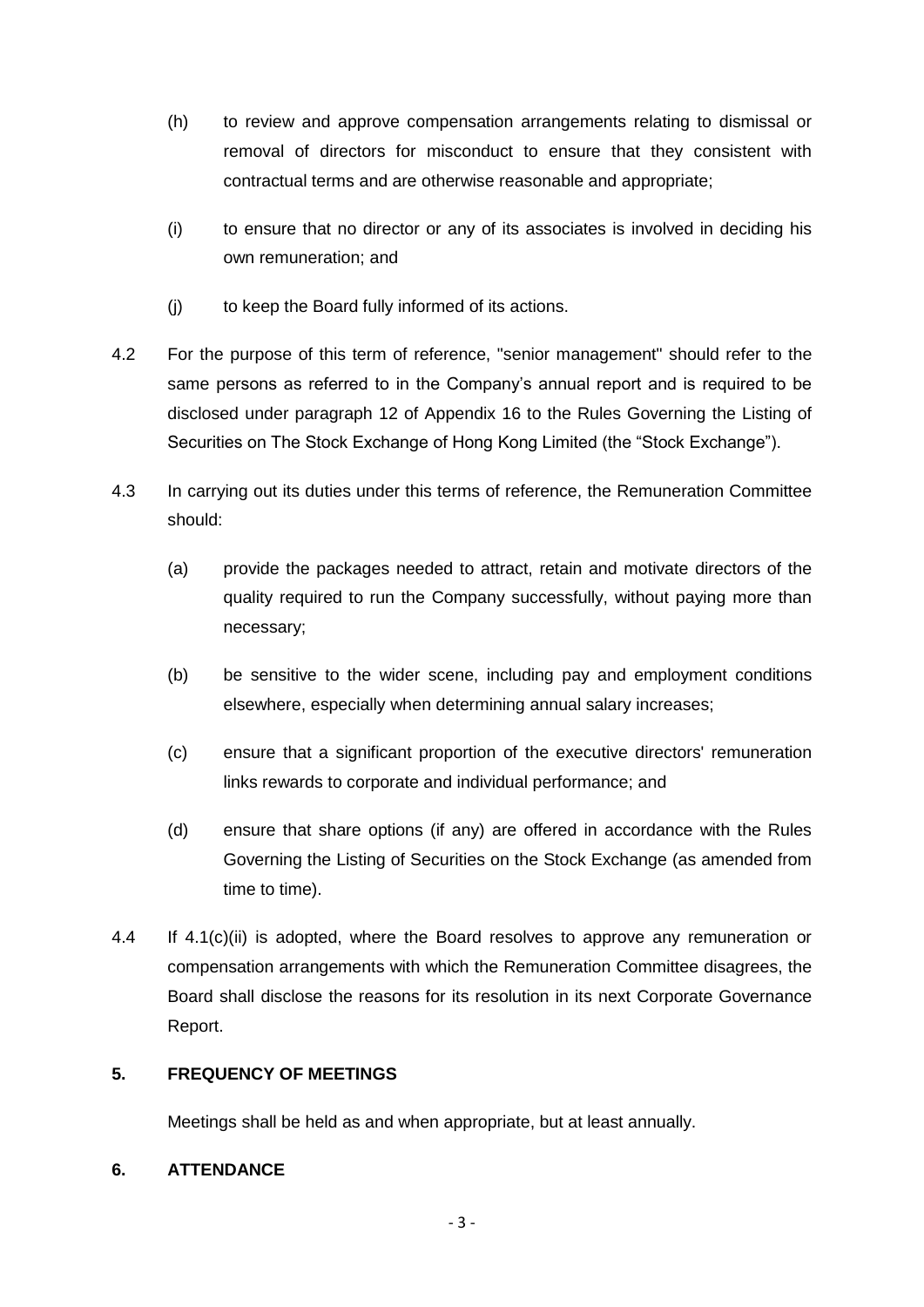(h) to review and approve compensation arrangements relating to dismissal or removal of directors for misconduct to ensure that they consistent with contractual terms and are otherwise reasonable and appropriate;

(i) to ensure that no director or any of its associates is involved in deciding his own remuneration; and

(j) to keep the Board fully informed of its actions.

4.2 For the purpose of this term of reference, "senior management" should refer to the same persons as referred to in the Company's annual report and is required to be disclosed under paragraph 12 of Appendix 16 to the Rules Governing the Listing of Securities on The Stock Exchange of Hong Kong Limited (the "Stock Exchange").

4.3 In carrying out its duties under this terms of reference, the Remuneration Committee should:

(a) provide the packages needed to attract, retain and motivate directors of the quality required to run the Company successfully, without paying more than necessary;

(b) be sensitive to the wider scene, including pay and employment conditions elsewhere, especially when determining annual salary increases;

(c) ensure that a significant proportion of the executive directors' remuneration links rewards to corporate and individual performance; and

(d) ensure that share options (if any) are offered in accordance with the Rules Governing the Listing of Securities on the Stock Exchange (as amended from time to time).

4.4 If 4.1(c)(ii) is adopted, where the Board resolves to approve any remuneration or compensation arrangements with which the Remuneration Committee disagrees, the Board shall disclose the reasons for its resolution in its next Corporate Governance Report.

## 5. FREQUENCY OF MEETINGS

Meetings shall be held as and when appropriate, but at least annually.

## 6. ATTENDANCE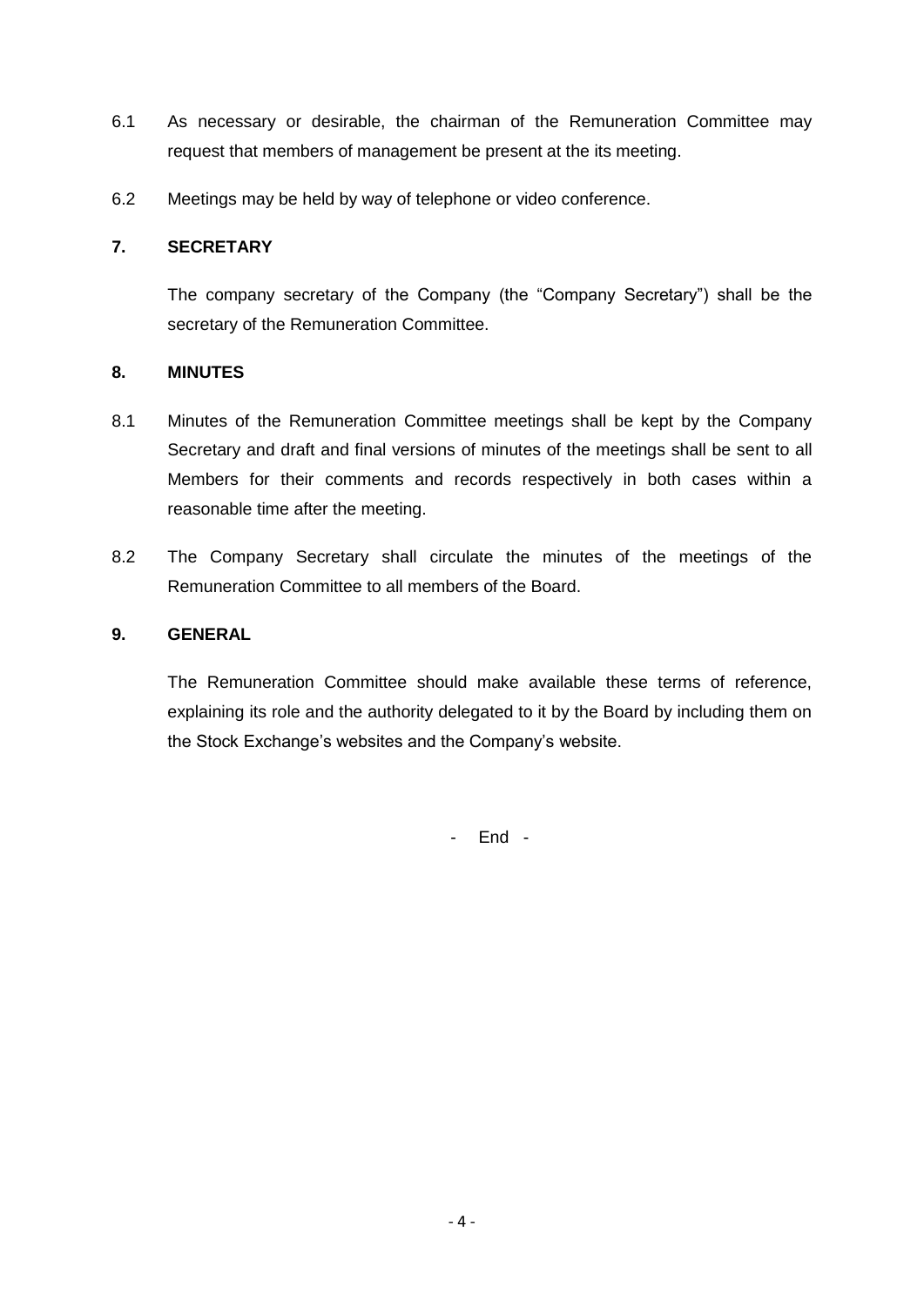6.1 As necessary or desirable, the chairman of the Remuneration Committee may request that members of management be present at the its meeting.

6.2 Meetings may be held by way of telephone or video conference.

**7. SECRETARY**

The company secretary of the Company (the “Company Secretary”) shall be the secretary of the Remuneration Committee.

**8. MINUTES**

8.1 Minutes of the Remuneration Committee meetings shall be kept by the Company Secretary and draft and final versions of minutes of the meetings shall be sent to all Members for their comments and records respectively in both cases within a reasonable time after the meeting.

8.2 The Company Secretary shall circulate the minutes of the meetings of the Remuneration Committee to all members of the Board.

**9. GENERAL**

The Remuneration Committee should make available these terms of reference, explaining its role and the authority delegated to it by the Board by including them on the Stock Exchange’s websites and the Company’s website.

- End -